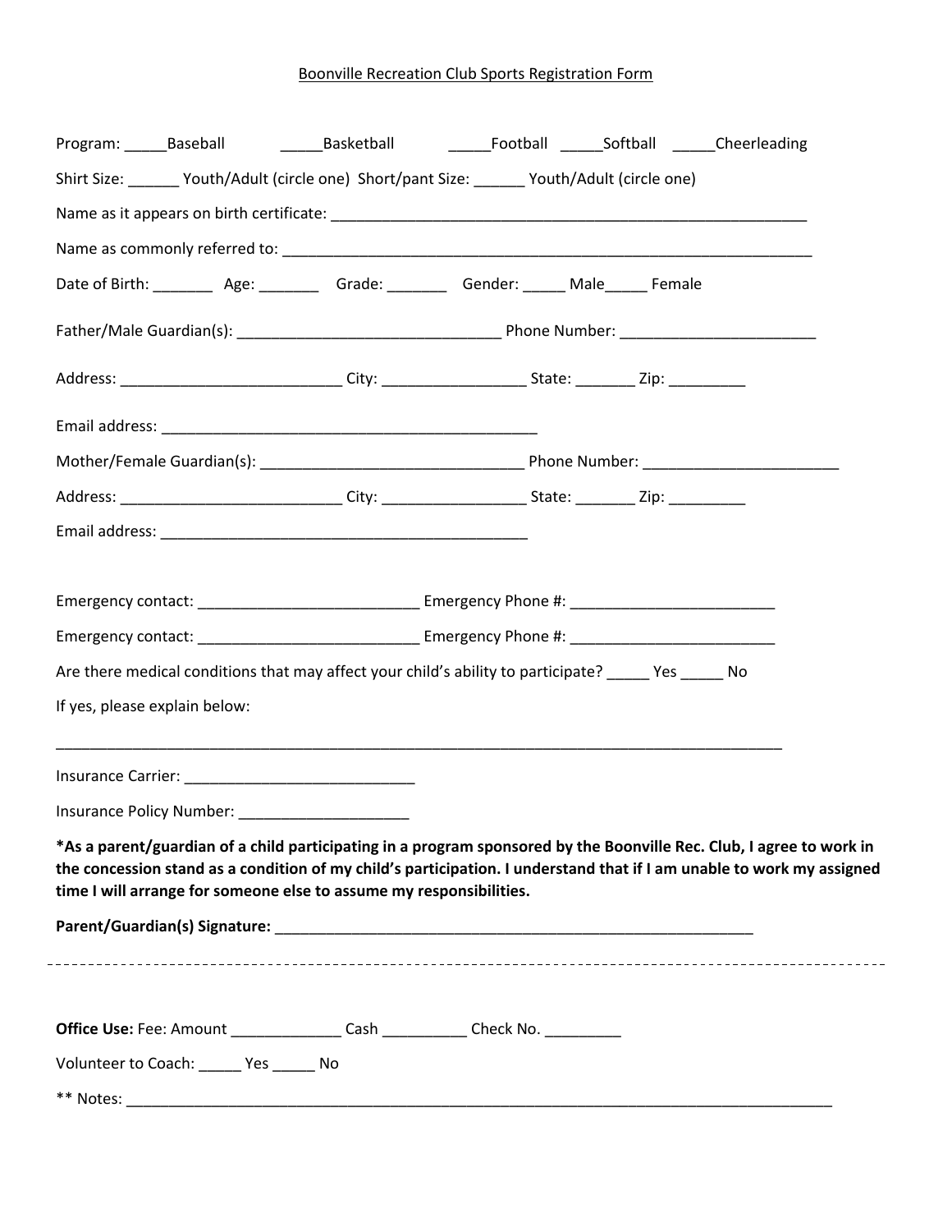Boonville Recreation Club Sports Registration Form

Program: _____Baseball _____Basketball _____Football _____Softball _____Cheerleading

Shirt Size: ______ Youth/Adult (circle one) Short/pant Size: ______ Youth/Adult (circle one)

Name as it appears on birth certificate: ___________________________________________________________

Name as commonly referred to: ___________________________________________________________________

Date of Birth: _______ Age: _______ Grade: _______ Gender: _____ Male_____ Female

Father/Male Guardian(s): _______________________________ Phone Number: ______________________

Address: __________________________ City: ________________ State: _______ Zip: _________

Email address: _____________________________________________

Mother/Female Guardian(s): _______________________________ Phone Number: ______________________

Address: __________________________ City: ________________ State: _______ Zip: _________

Email address: ____________________________________________

Emergency contact: __________________________ Emergency Phone #: ________________________

Emergency contact: __________________________ Emergency Phone #: ________________________

Are there medical conditions that may affect your child's ability to participate? _____ Yes _____ No

If yes, please explain below:

_____________________________________________________________________________________

Insurance Carrier: ___________________________

Insurance Policy Number: ____________________

**\*As a parent/guardian of a child participating in a program sponsored by the Boonville Rec. Club, I agree to work in the concession stand as a condition of my child's participation. I understand that if I am unable to work my assigned time I will arrange for someone else to assume my responsibilities.**

**Parent/Guardian(s) Signature:** __________________________________________________________

---

**Office Use:** Fee: Amount _____________ Cash __________ Check No. _________

Volunteer to Coach: _____ Yes _____ No

** Notes: ____________________________________________________________________________________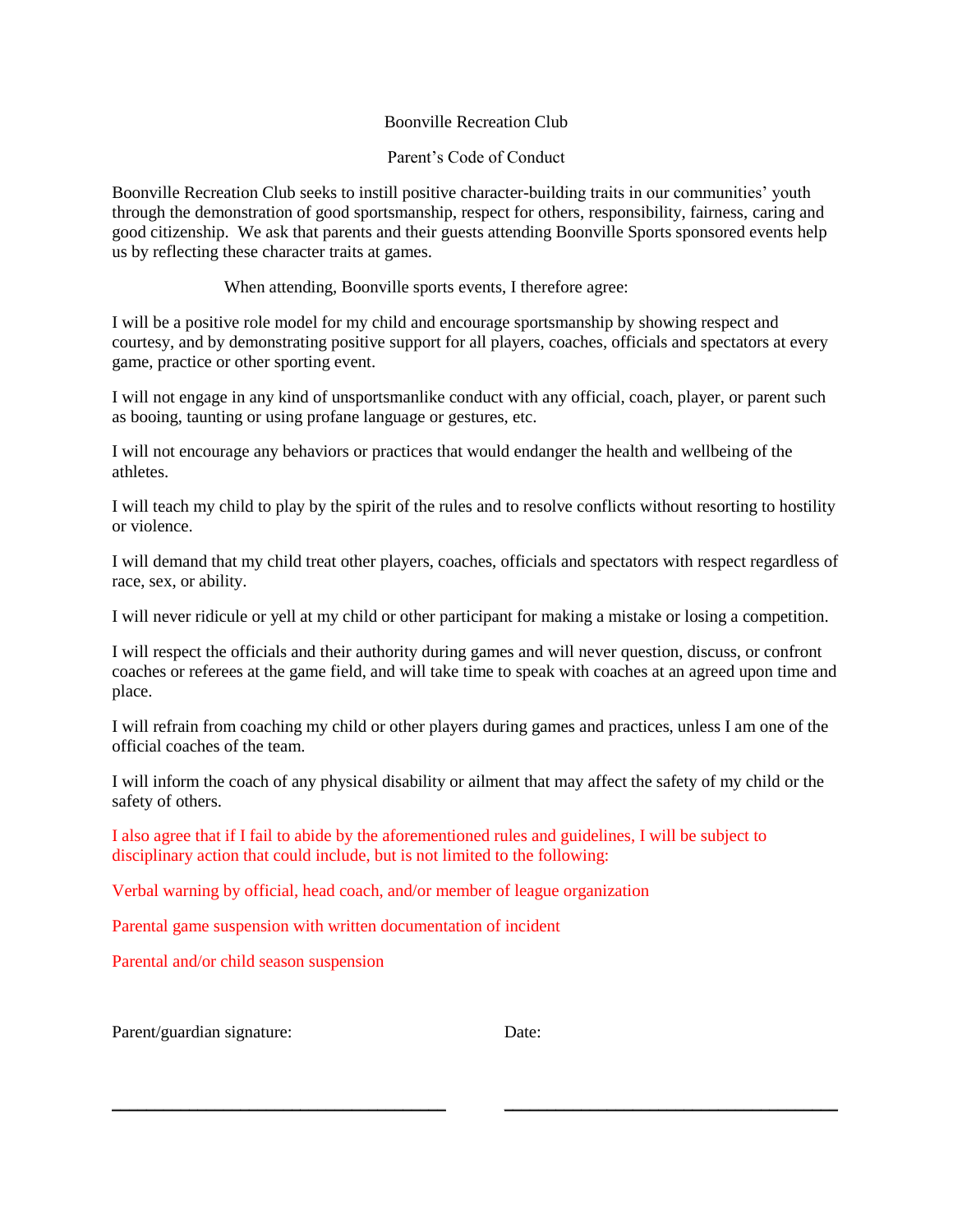Boonville Recreation Club

Parent's Code of Conduct

Boonville Recreation Club seeks to instill positive character-building traits in our communities' youth through the demonstration of good sportsmanship, respect for others, responsibility, fairness, caring and good citizenship. We ask that parents and their guests attending Boonville Sports sponsored events help us by reflecting these character traits at games.

When attending, Boonville sports events, I therefore agree:

I will be a positive role model for my child and encourage sportsmanship by showing respect and courtesy, and by demonstrating positive support for all players, coaches, officials and spectators at every game, practice or other sporting event.

I will not engage in any kind of unsportsmanlike conduct with any official, coach, player, or parent such as booing, taunting or using profane language or gestures, etc.

I will not encourage any behaviors or practices that would endanger the health and wellbeing of the athletes.

I will teach my child to play by the spirit of the rules and to resolve conflicts without resorting to hostility or violence.

I will demand that my child treat other players, coaches, officials and spectators with respect regardless of race, sex, or ability.

I will never ridicule or yell at my child or other participant for making a mistake or losing a competition.

I will respect the officials and their authority during games and will never question, discuss, or confront coaches or referees at the game field, and will take time to speak with coaches at an agreed upon time and place.

I will refrain from coaching my child or other players during games and practices, unless I am one of the official coaches of the team.

I will inform the coach of any physical disability or ailment that may affect the safety of my child or the safety of others.

I also agree that if I fail to abide by the aforementioned rules and guidelines, I will be subject to disciplinary action that could include, but is not limited to the following:

Verbal warning by official, head coach, and/or member of league organization

Parental game suspension with written documentation of incident

Parental and/or child season suspension

Parent/guardian signature: ______________________________ Date: ______________________________